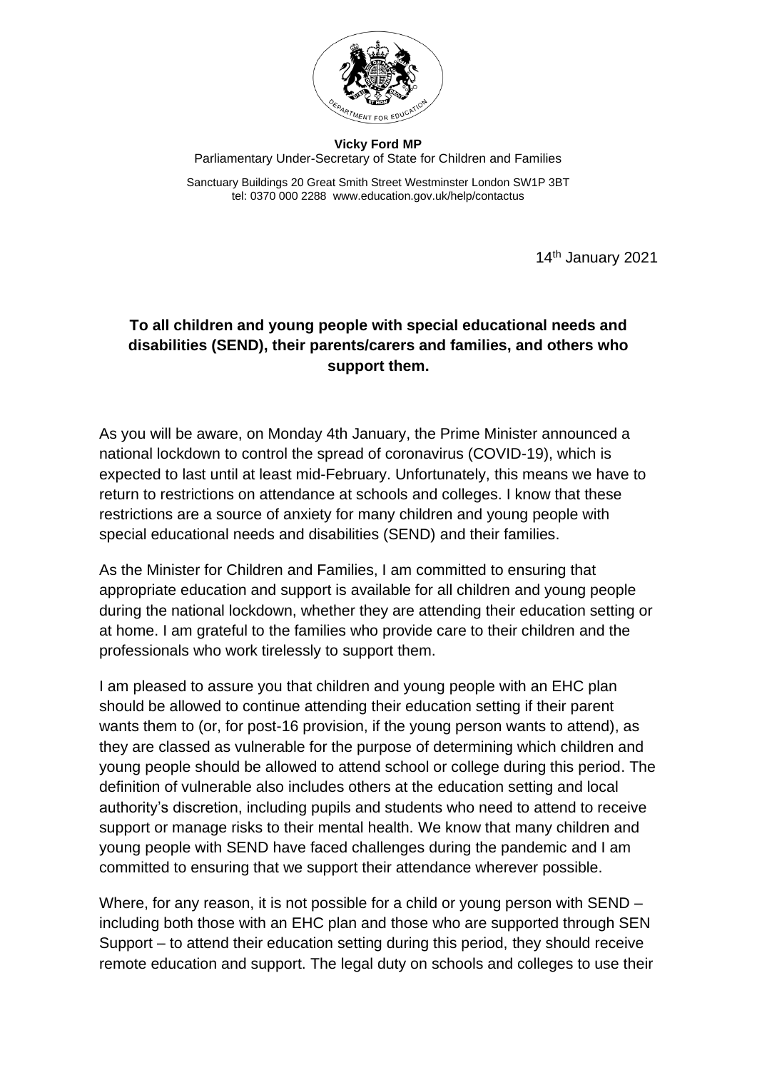**Vicky Ford MP**
Parliamentary Under-Secretary of State for Children and Families

Sanctuary Buildings 20 Great Smith Street Westminster London SW1P 3BT
tel: 0370 000 2288 www.education.gov.uk/help/contactus

14th January 2021

**To all children and young people with special educational needs and disabilities (SEND), their parents/carers and families, and others who support them.**

As you will be aware, on Monday 4th January, the Prime Minister announced a national lockdown to control the spread of coronavirus (COVID-19), which is expected to last until at least mid-February. Unfortunately, this means we have to return to restrictions on attendance at schools and colleges. I know that these restrictions are a source of anxiety for many children and young people with special educational needs and disabilities (SEND) and their families.

As the Minister for Children and Families, I am committed to ensuring that appropriate education and support is available for all children and young people during the national lockdown, whether they are attending their education setting or at home. I am grateful to the families who provide care to their children and the professionals who work tirelessly to support them.

I am pleased to assure you that children and young people with an EHC plan should be allowed to continue attending their education setting if their parent wants them to (or, for post-16 provision, if the young person wants to attend), as they are classed as vulnerable for the purpose of determining which children and young people should be allowed to attend school or college during this period. The definition of vulnerable also includes others at the education setting and local authority's discretion, including pupils and students who need to attend to receive support or manage risks to their mental health. We know that many children and young people with SEND have faced challenges during the pandemic and I am committed to ensuring that we support their attendance wherever possible.

Where, for any reason, it is not possible for a child or young person with SEND – including both those with an EHC plan and those who are supported through SEN Support – to attend their education setting during this period, they should receive remote education and support. The legal duty on schools and colleges to use their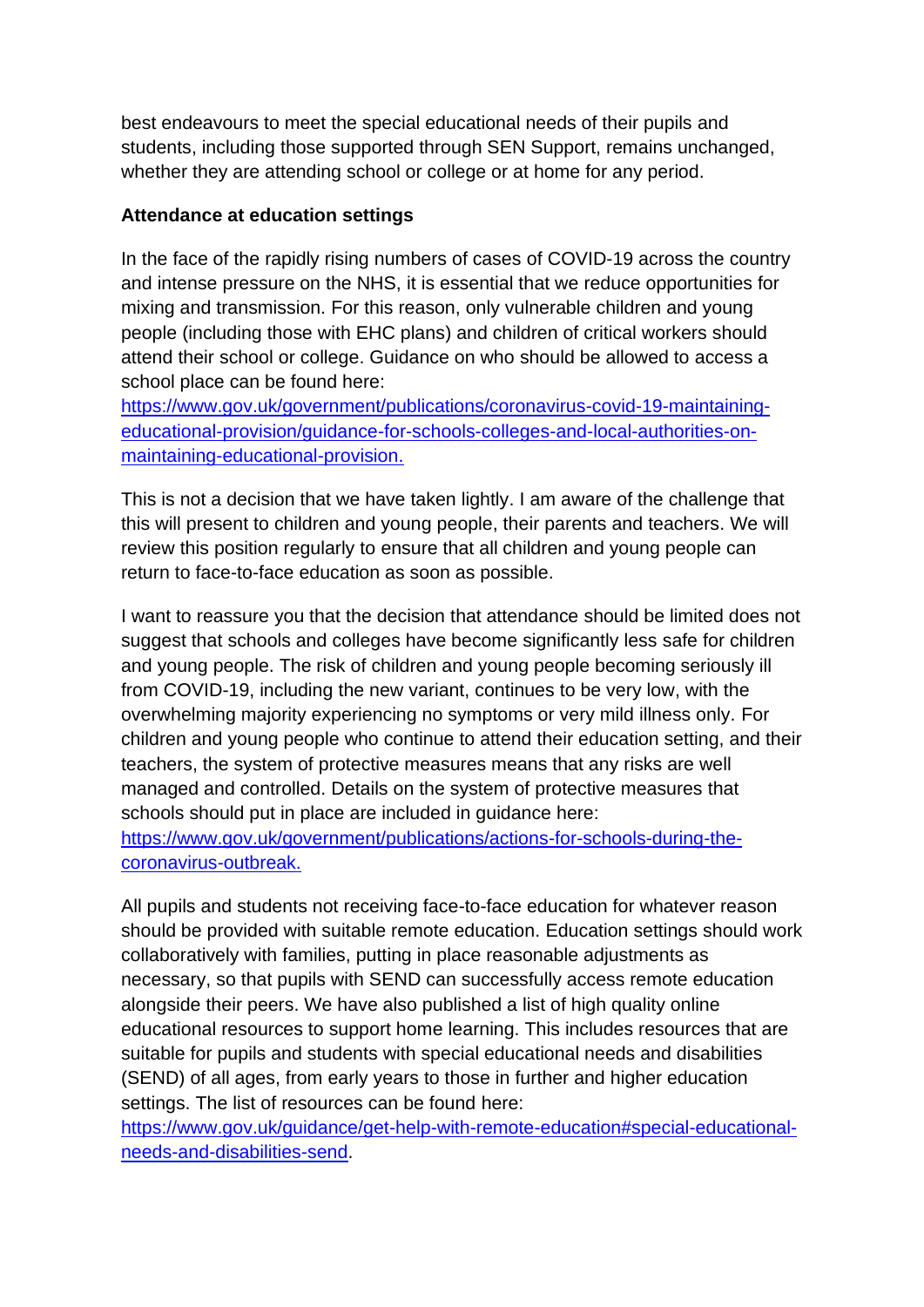best endeavours to meet the special educational needs of their pupils and students, including those supported through SEN Support, remains unchanged, whether they are attending school or college or at home for any period.

**Attendance at education settings**

In the face of the rapidly rising numbers of cases of COVID-19 across the country and intense pressure on the NHS, it is essential that we reduce opportunities for mixing and transmission. For this reason, only vulnerable children and young people (including those with EHC plans) and children of critical workers should attend their school or college. Guidance on who should be allowed to access a school place can be found here: [https://www.gov.uk/government/publications/coronavirus-covid-19-maintaining-educational-provision/guidance-for-schools-colleges-and-local-authorities-on-maintaining-educational-provision.](https://www.gov.uk/government/publications/coronavirus-covid-19-maintaining-educational-provision/guidance-for-schools-colleges-and-local-authorities-on-maintaining-educational-provision)

This is not a decision that we have taken lightly. I am aware of the challenge that this will present to children and young people, their parents and teachers. We will review this position regularly to ensure that all children and young people can return to face-to-face education as soon as possible.

I want to reassure you that the decision that attendance should be limited does not suggest that schools and colleges have become significantly less safe for children and young people. The risk of children and young people becoming seriously ill from COVID-19, including the new variant, continues to be very low, with the overwhelming majority experiencing no symptoms or very mild illness only. For children and young people who continue to attend their education setting, and their teachers, the system of protective measures means that any risks are well managed and controlled. Details on the system of protective measures that schools should put in place are included in guidance here: [https://www.gov.uk/government/publications/actions-for-schools-during-the-coronavirus-outbreak.](https://www.gov.uk/government/publications/actions-for-schools-during-the-coronavirus-outbreak)

All pupils and students not receiving face-to-face education for whatever reason should be provided with suitable remote education. Education settings should work collaboratively with families, putting in place reasonable adjustments as necessary, so that pupils with SEND can successfully access remote education alongside their peers. We have also published a list of high quality online educational resources to support home learning. This includes resources that are suitable for pupils and students with special educational needs and disabilities (SEND) of all ages, from early years to those in further and higher education settings. The list of resources can be found here: [https://www.gov.uk/guidance/get-help-with-remote-education#special-educational-needs-and-disabilities-send](https://www.gov.uk/guidance/get-help-with-remote-education#special-educational-needs-and-disabilities-send).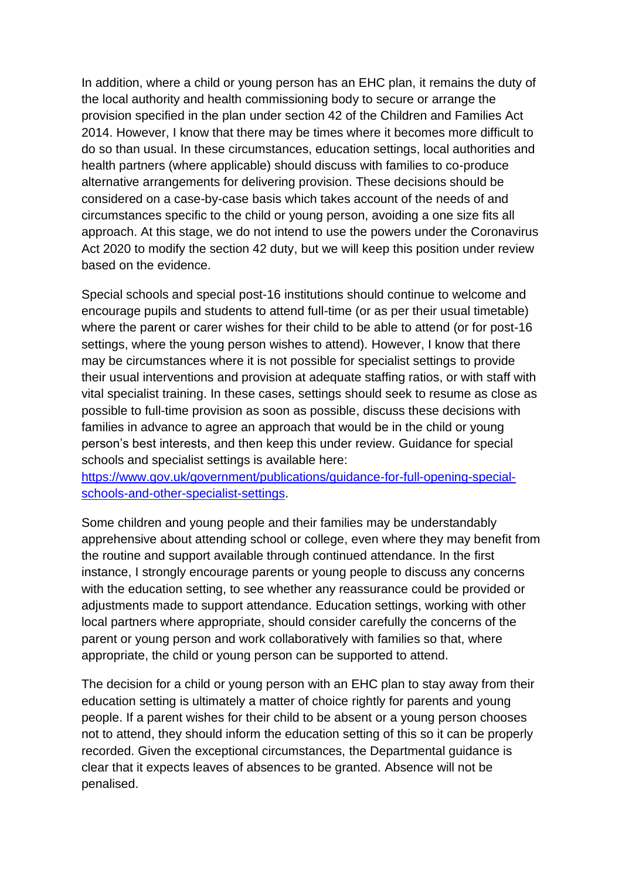In addition, where a child or young person has an EHC plan, it remains the duty of the local authority and health commissioning body to secure or arrange the provision specified in the plan under section 42 of the Children and Families Act 2014. However, I know that there may be times where it becomes more difficult to do so than usual. In these circumstances, education settings, local authorities and health partners (where applicable) should discuss with families to co-produce alternative arrangements for delivering provision. These decisions should be considered on a case-by-case basis which takes account of the needs of and circumstances specific to the child or young person, avoiding a one size fits all approach. At this stage, we do not intend to use the powers under the Coronavirus Act 2020 to modify the section 42 duty, but we will keep this position under review based on the evidence.

Special schools and special post-16 institutions should continue to welcome and encourage pupils and students to attend full-time (or as per their usual timetable) where the parent or carer wishes for their child to be able to attend (or for post-16 settings, where the young person wishes to attend). However, I know that there may be circumstances where it is not possible for specialist settings to provide their usual interventions and provision at adequate staffing ratios, or with staff with vital specialist training. In these cases, settings should seek to resume as close as possible to full-time provision as soon as possible, discuss these decisions with families in advance to agree an approach that would be in the child or young person's best interests, and then keep this under review. Guidance for special schools and specialist settings is available here: [https://www.gov.uk/government/publications/guidance-for-full-opening-special-schools-and-other-specialist-settings](https://www.gov.uk/government/publications/guidance-for-full-opening-special-schools-and-other-specialist-settings).

Some children and young people and their families may be understandably apprehensive about attending school or college, even where they may benefit from the routine and support available through continued attendance. In the first instance, I strongly encourage parents or young people to discuss any concerns with the education setting, to see whether any reassurance could be provided or adjustments made to support attendance. Education settings, working with other local partners where appropriate, should consider carefully the concerns of the parent or young person and work collaboratively with families so that, where appropriate, the child or young person can be supported to attend.

The decision for a child or young person with an EHC plan to stay away from their education setting is ultimately a matter of choice rightly for parents and young people. If a parent wishes for their child to be absent or a young person chooses not to attend, they should inform the education setting of this so it can be properly recorded. Given the exceptional circumstances, the Departmental guidance is clear that it expects leaves of absences to be granted. Absence will not be penalised.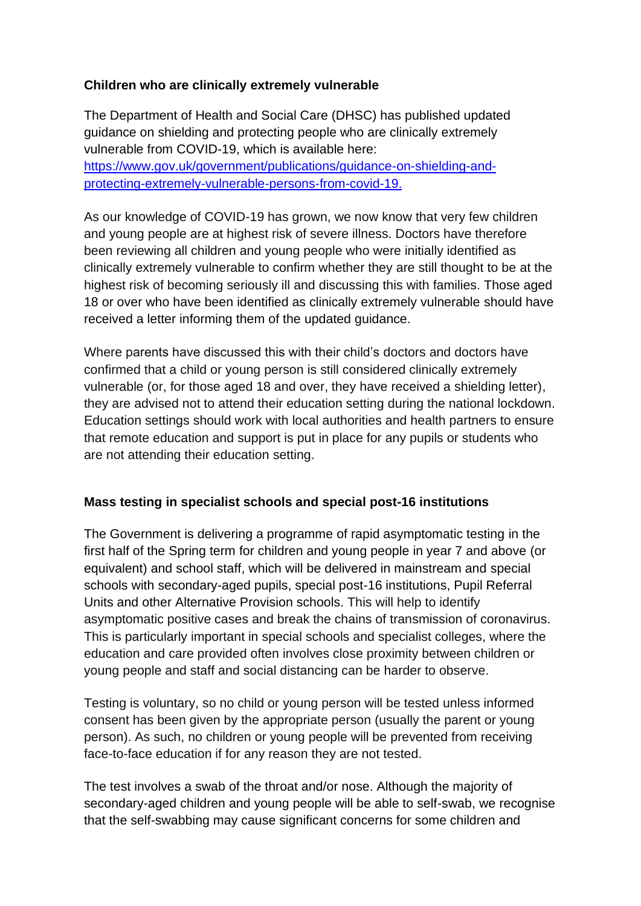**Children who are clinically extremely vulnerable**

The Department of Health and Social Care (DHSC) has published updated guidance on shielding and protecting people who are clinically extremely vulnerable from COVID-19, which is available here: [https://www.gov.uk/government/publications/guidance-on-shielding-and-protecting-extremely-vulnerable-persons-from-covid-19.](https://www.gov.uk/government/publications/guidance-on-shielding-and-protecting-extremely-vulnerable-persons-from-covid-19)

As our knowledge of COVID-19 has grown, we now know that very few children and young people are at highest risk of severe illness. Doctors have therefore been reviewing all children and young people who were initially identified as clinically extremely vulnerable to confirm whether they are still thought to be at the highest risk of becoming seriously ill and discussing this with families. Those aged 18 or over who have been identified as clinically extremely vulnerable should have received a letter informing them of the updated guidance.

Where parents have discussed this with their child's doctors and doctors have confirmed that a child or young person is still considered clinically extremely vulnerable (or, for those aged 18 and over, they have received a shielding letter), they are advised not to attend their education setting during the national lockdown. Education settings should work with local authorities and health partners to ensure that remote education and support is put in place for any pupils or students who are not attending their education setting.

**Mass testing in specialist schools and special post-16 institutions**

The Government is delivering a programme of rapid asymptomatic testing in the first half of the Spring term for children and young people in year 7 and above (or equivalent) and school staff, which will be delivered in mainstream and special schools with secondary-aged pupils, special post-16 institutions, Pupil Referral Units and other Alternative Provision schools. This will help to identify asymptomatic positive cases and break the chains of transmission of coronavirus. This is particularly important in special schools and specialist colleges, where the education and care provided often involves close proximity between children or young people and staff and social distancing can be harder to observe.

Testing is voluntary, so no child or young person will be tested unless informed consent has been given by the appropriate person (usually the parent or young person). As such, no children or young people will be prevented from receiving face-to-face education if for any reason they are not tested.

The test involves a swab of the throat and/or nose. Although the majority of secondary-aged children and young people will be able to self-swab, we recognise that the self-swabbing may cause significant concerns for some children and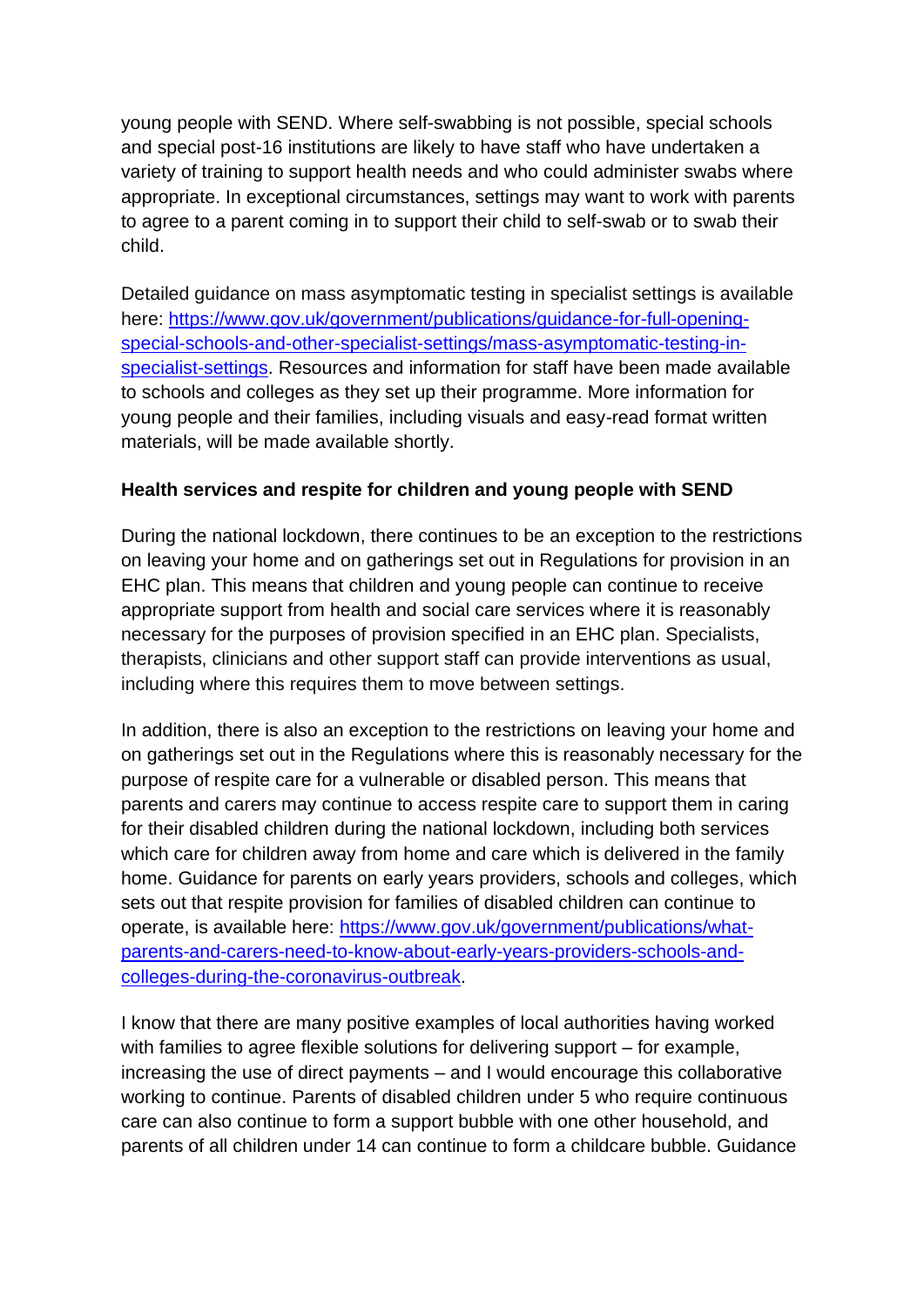young people with SEND. Where self-swabbing is not possible, special schools and special post-16 institutions are likely to have staff who have undertaken a variety of training to support health needs and who could administer swabs where appropriate. In exceptional circumstances, settings may want to work with parents to agree to a parent coming in to support their child to self-swab or to swab their child.

Detailed guidance on mass asymptomatic testing in specialist settings is available here: [https://www.gov.uk/government/publications/guidance-for-full-opening-special-schools-and-other-specialist-settings/mass-asymptomatic-testing-in-specialist-settings](https://www.gov.uk/government/publications/guidance-for-full-opening-special-schools-and-other-specialist-settings/mass-asymptomatic-testing-in-specialist-settings). Resources and information for staff have been made available to schools and colleges as they set up their programme. More information for young people and their families, including visuals and easy-read format written materials, will be made available shortly.

**Health services and respite for children and young people with SEND**

During the national lockdown, there continues to be an exception to the restrictions on leaving your home and on gatherings set out in Regulations for provision in an EHC plan. This means that children and young people can continue to receive appropriate support from health and social care services where it is reasonably necessary for the purposes of provision specified in an EHC plan. Specialists, therapists, clinicians and other support staff can provide interventions as usual, including where this requires them to move between settings.

In addition, there is also an exception to the restrictions on leaving your home and on gatherings set out in the Regulations where this is reasonably necessary for the purpose of respite care for a vulnerable or disabled person. This means that parents and carers may continue to access respite care to support them in caring for their disabled children during the national lockdown, including both services which care for children away from home and care which is delivered in the family home. Guidance for parents on early years providers, schools and colleges, which sets out that respite provision for families of disabled children can continue to operate, is available here: [https://www.gov.uk/government/publications/what-parents-and-carers-need-to-know-about-early-years-providers-schools-and-colleges-during-the-coronavirus-outbreak](https://www.gov.uk/government/publications/what-parents-and-carers-need-to-know-about-early-years-providers-schools-and-colleges-during-the-coronavirus-outbreak).

I know that there are many positive examples of local authorities having worked with families to agree flexible solutions for delivering support – for example, increasing the use of direct payments – and I would encourage this collaborative working to continue. Parents of disabled children under 5 who require continuous care can also continue to form a support bubble with one other household, and parents of all children under 14 can continue to form a childcare bubble. Guidance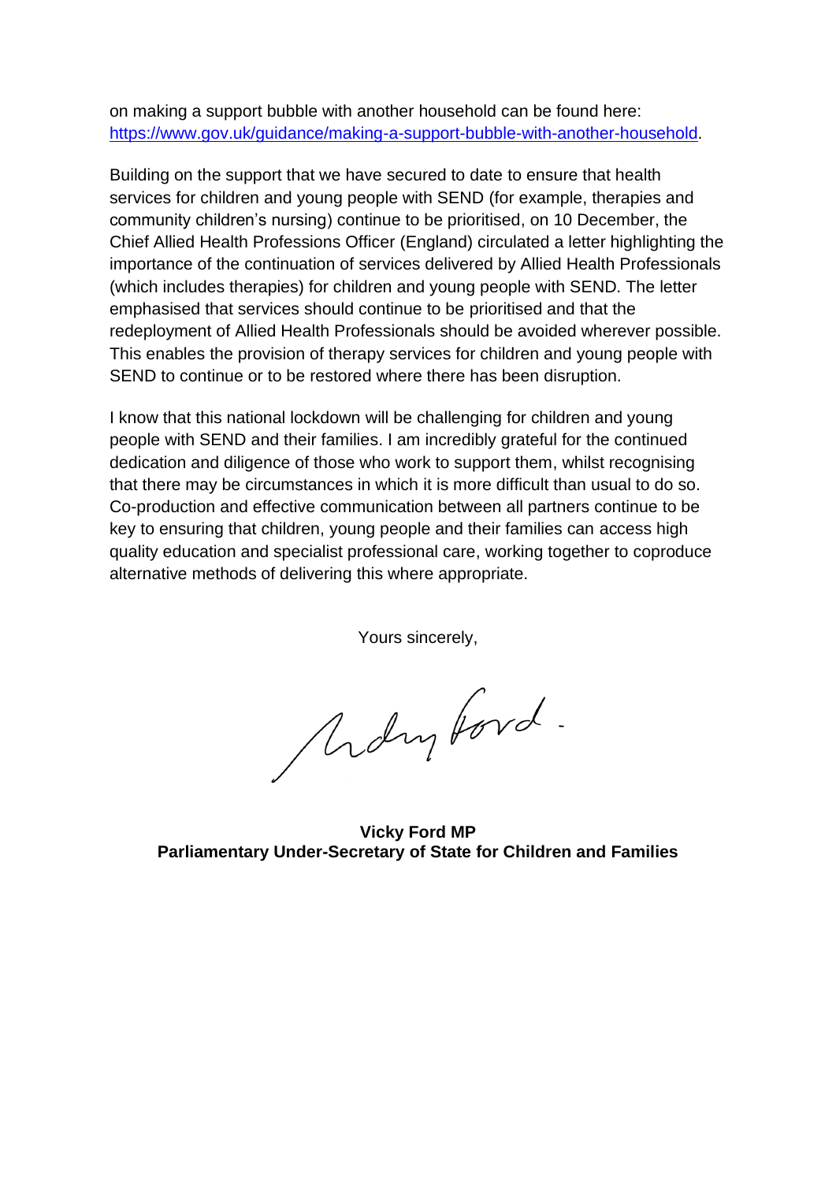on making a support bubble with another household can be found here: [https://www.gov.uk/guidance/making-a-support-bubble-with-another-household](https://www.gov.uk/guidance/making-a-support-bubble-with-another-household).

Building on the support that we have secured to date to ensure that health services for children and young people with SEND (for example, therapies and community children's nursing) continue to be prioritised, on 10 December, the Chief Allied Health Professions Officer (England) circulated a letter highlighting the importance of the continuation of services delivered by Allied Health Professionals (which includes therapies) for children and young people with SEND. The letter emphasised that services should continue to be prioritised and that the redeployment of Allied Health Professionals should be avoided wherever possible. This enables the provision of therapy services for children and young people with SEND to continue or to be restored where there has been disruption.

I know that this national lockdown will be challenging for children and young people with SEND and their families. I am incredibly grateful for the continued dedication and diligence of those who work to support them, whilst recognising that there may be circumstances in which it is more difficult than usual to do so. Co-production and effective communication between all partners continue to be key to ensuring that children, young people and their families can access high quality education and specialist professional care, working together to coproduce alternative methods of delivering this where appropriate.

Yours sincerely,

**Vicky Ford MP**
**Parliamentary Under-Secretary of State for Children and Families**